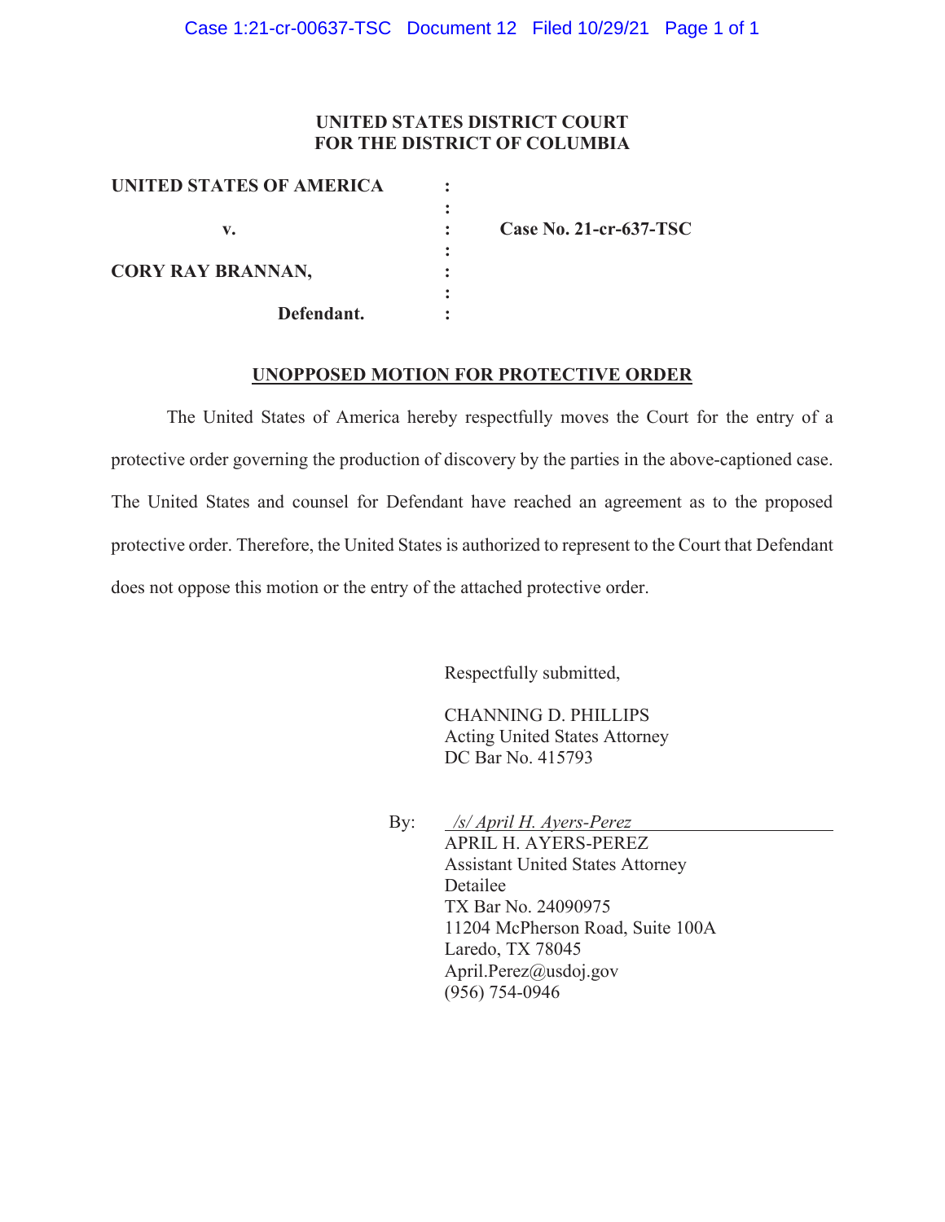**UNITED STATES DISTRICT COURT**
**FOR THE DISTRICT OF COLUMBIA**

| | | |
|---|---|---|
| **UNITED STATES OF AMERICA** | : | |
| | : | |
| **v.** | : | **Case No. 21-cr-637-TSC** |
| | : | |
| **CORY RAY BRANNAN,** | : | |
| | : | |
| **Defendant.** | : | |

**UNOPPOSED MOTION FOR PROTECTIVE ORDER**

The United States of America hereby respectfully moves the Court for the entry of a protective order governing the production of discovery by the parties in the above-captioned case. The United States and counsel for Defendant have reached an agreement as to the proposed protective order. Therefore, the United States is authorized to represent to the Court that Defendant does not oppose this motion or the entry of the attached protective order.

Respectfully submitted,

CHANNING D. PHILLIPS
Acting United States Attorney
DC Bar No. 415793

By: *\/s/ April H. Ayers-Perez*
APRIL H. AYERS-PEREZ
Assistant United States Attorney
Detailee
TX Bar No. 24090975
11204 McPherson Road, Suite 100A
Laredo, TX 78045
April.Perez@usdoj.gov
(956) 754-0946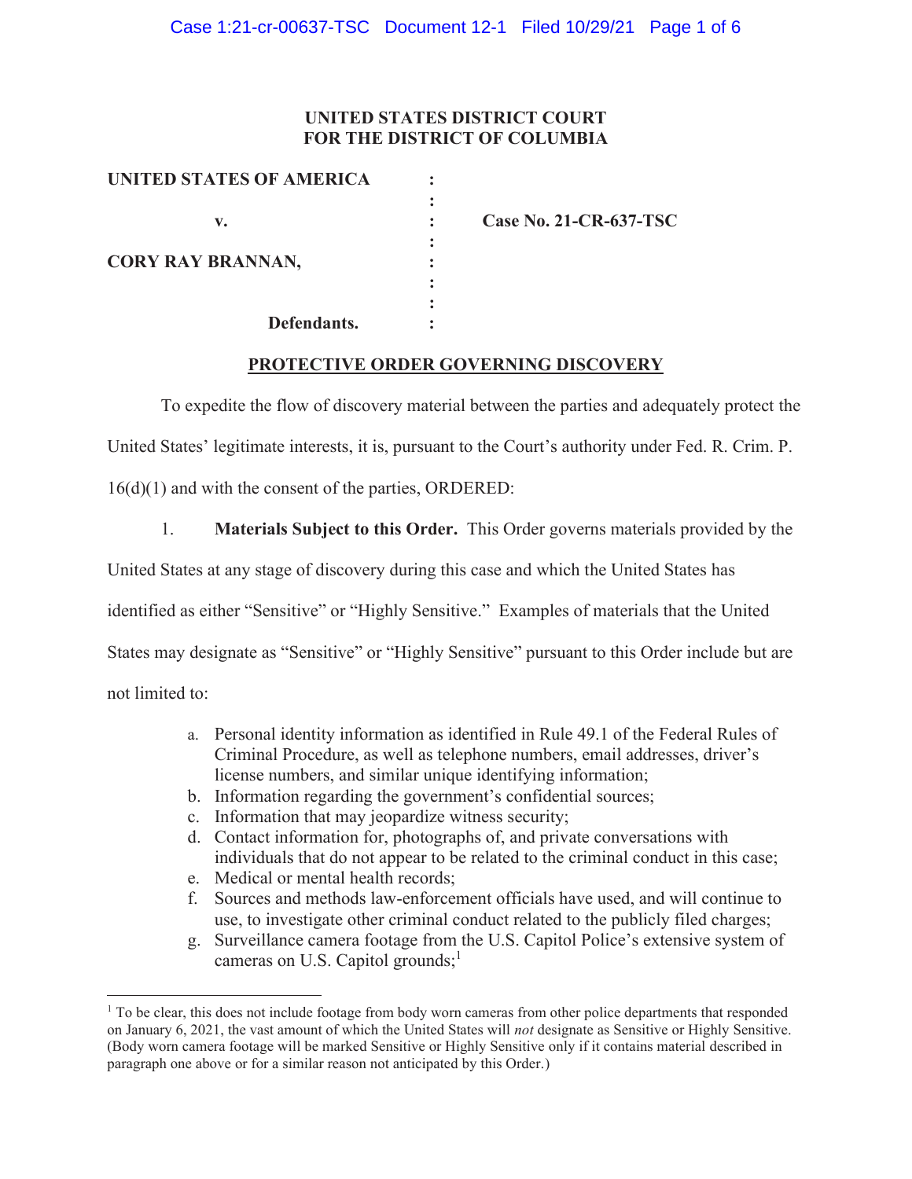**UNITED STATES DISTRICT COURT**
**FOR THE DISTRICT OF COLUMBIA**

| | | |
|---|---|---|
| **UNITED STATES OF AMERICA** | : | |
| | : | |
| **v.** | : | **Case No. 21-CR-637-TSC** |
| | : | |
| **CORY RAY BRANNAN,** | : | |
| | : | |
| | : | |
| **Defendants.** | : | |

## PROTECTIVE ORDER GOVERNING DISCOVERY

To expedite the flow of discovery material between the parties and adequately protect the United States' legitimate interests, it is, pursuant to the Court's authority under Fed. R. Crim. P. 16(d)(1) and with the consent of the parties, ORDERED:

1. **Materials Subject to this Order.** This Order governs materials provided by the United States at any stage of discovery during this case and which the United States has identified as either "Sensitive" or "Highly Sensitive." Examples of materials that the United States may designate as "Sensitive" or "Highly Sensitive" pursuant to this Order include but are not limited to:

   a. Personal identity information as identified in Rule 49.1 of the Federal Rules of Criminal Procedure, as well as telephone numbers, email addresses, driver's license numbers, and similar unique identifying information;
   b. Information regarding the government's confidential sources;
   c. Information that may jeopardize witness security;
   d. Contact information for, photographs of, and private conversations with individuals that do not appear to be related to the criminal conduct in this case;
   e. Medical or mental health records;
   f. Sources and methods law-enforcement officials have used, and will continue to use, to investigate other criminal conduct related to the publicly filed charges;
   g. Surveillance camera footage from the U.S. Capitol Police's extensive system of cameras on U.S. Capitol grounds;[1]

[1] To be clear, this does not include footage from body worn cameras from other police departments that responded on January 6, 2021, the vast amount of which the United States will *not* designate as Sensitive or Highly Sensitive. (Body worn camera footage will be marked Sensitive or Highly Sensitive only if it contains material described in paragraph one above or for a similar reason not anticipated by this Order.)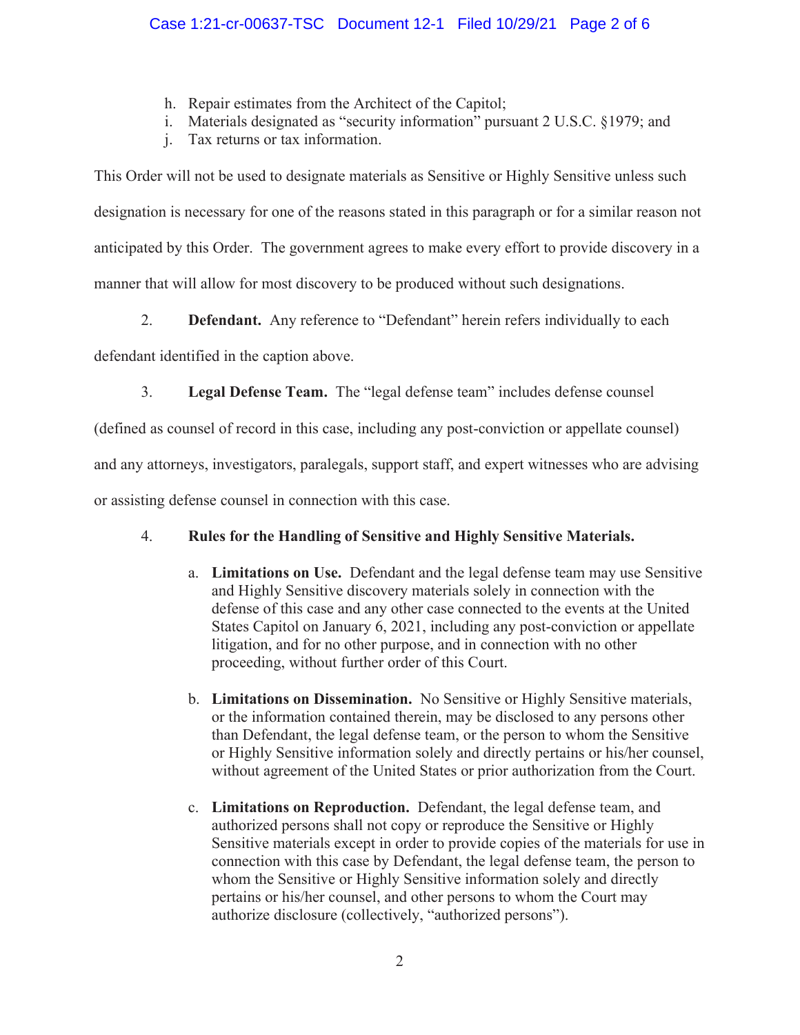h. Repair estimates from the Architect of the Capitol;
i. Materials designated as "security information" pursuant 2 U.S.C. §1979; and
j. Tax returns or tax information.

This Order will not be used to designate materials as Sensitive or Highly Sensitive unless such designation is necessary for one of the reasons stated in this paragraph or for a similar reason not anticipated by this Order. The government agrees to make every effort to provide discovery in a manner that will allow for most discovery to be produced without such designations.

2. **Defendant.** Any reference to "Defendant" herein refers individually to each defendant identified in the caption above.

3. **Legal Defense Team.** The "legal defense team" includes defense counsel (defined as counsel of record in this case, including any post-conviction or appellate counsel) and any attorneys, investigators, paralegals, support staff, and expert witnesses who are advising or assisting defense counsel in connection with this case.

4. **Rules for the Handling of Sensitive and Highly Sensitive Materials.**

   a. **Limitations on Use.** Defendant and the legal defense team may use Sensitive and Highly Sensitive discovery materials solely in connection with the defense of this case and any other case connected to the events at the United States Capitol on January 6, 2021, including any post-conviction or appellate litigation, and for no other purpose, and in connection with no other proceeding, without further order of this Court.

   b. **Limitations on Dissemination.** No Sensitive or Highly Sensitive materials, or the information contained therein, may be disclosed to any persons other than Defendant, the legal defense team, or the person to whom the Sensitive or Highly Sensitive information solely and directly pertains or his/her counsel, without agreement of the United States or prior authorization from the Court.

   c. **Limitations on Reproduction.** Defendant, the legal defense team, and authorized persons shall not copy or reproduce the Sensitive or Highly Sensitive materials except in order to provide copies of the materials for use in connection with this case by Defendant, the legal defense team, the person to whom the Sensitive or Highly Sensitive information solely and directly pertains or his/her counsel, and other persons to whom the Court may authorize disclosure (collectively, "authorized persons").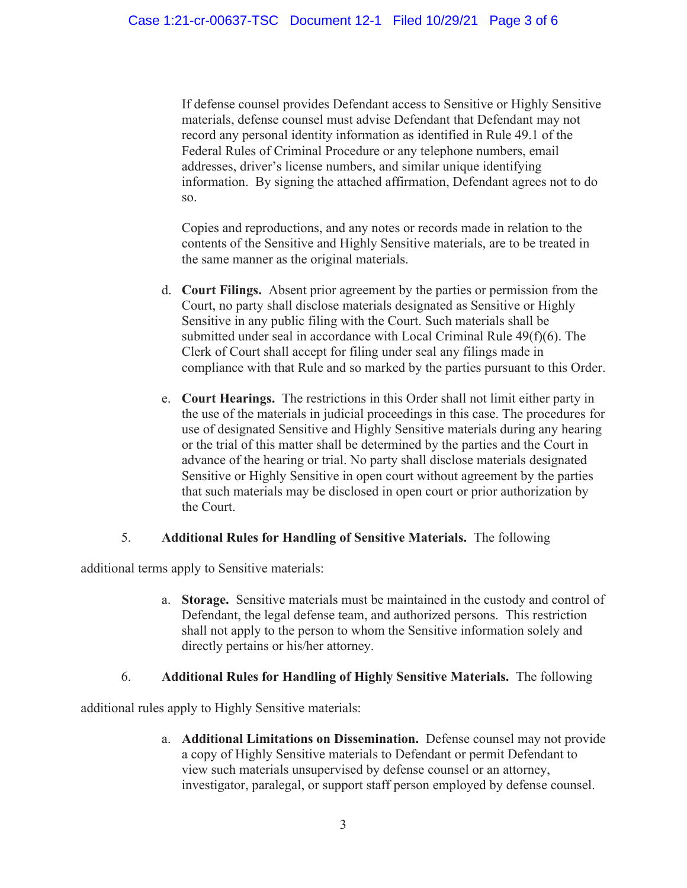If defense counsel provides Defendant access to Sensitive or Highly Sensitive materials, defense counsel must advise Defendant that Defendant may not record any personal identity information as identified in Rule 49.1 of the Federal Rules of Criminal Procedure or any telephone numbers, email addresses, driver's license numbers, and similar unique identifying information. By signing the attached affirmation, Defendant agrees not to do so.

Copies and reproductions, and any notes or records made in relation to the contents of the Sensitive and Highly Sensitive materials, are to be treated in the same manner as the original materials.

d. **Court Filings.** Absent prior agreement by the parties or permission from the Court, no party shall disclose materials designated as Sensitive or Highly Sensitive in any public filing with the Court. Such materials shall be submitted under seal in accordance with Local Criminal Rule 49(f)(6). The Clerk of Court shall accept for filing under seal any filings made in compliance with that Rule and so marked by the parties pursuant to this Order.

e. **Court Hearings.** The restrictions in this Order shall not limit either party in the use of the materials in judicial proceedings in this case. The procedures for use of designated Sensitive and Highly Sensitive materials during any hearing or the trial of this matter shall be determined by the parties and the Court in advance of the hearing or trial. No party shall disclose materials designated Sensitive or Highly Sensitive in open court without agreement by the parties that such materials may be disclosed in open court or prior authorization by the Court.

5. **Additional Rules for Handling of Sensitive Materials.** The following additional terms apply to Sensitive materials:

a. **Storage.** Sensitive materials must be maintained in the custody and control of Defendant, the legal defense team, and authorized persons. This restriction shall not apply to the person to whom the Sensitive information solely and directly pertains or his/her attorney.

6. **Additional Rules for Handling of Highly Sensitive Materials.** The following additional rules apply to Highly Sensitive materials:

a. **Additional Limitations on Dissemination.** Defense counsel may not provide a copy of Highly Sensitive materials to Defendant or permit Defendant to view such materials unsupervised by defense counsel or an attorney, investigator, paralegal, or support staff person employed by defense counsel.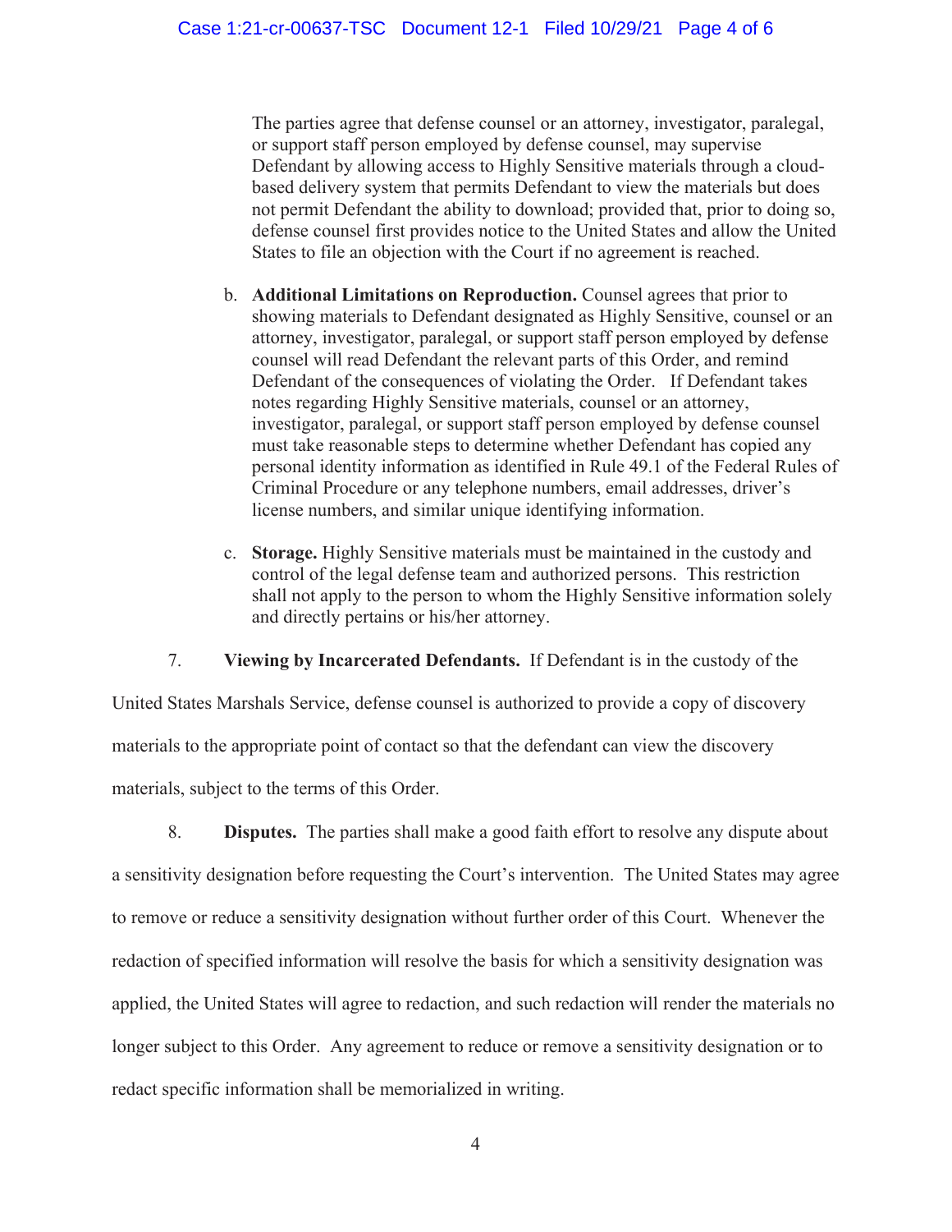The parties agree that defense counsel or an attorney, investigator, paralegal, or support staff person employed by defense counsel, may supervise Defendant by allowing access to Highly Sensitive materials through a cloud-based delivery system that permits Defendant to view the materials but does not permit Defendant the ability to download; provided that, prior to doing so, defense counsel first provides notice to the United States and allow the United States to file an objection with the Court if no agreement is reached.

b. **Additional Limitations on Reproduction.** Counsel agrees that prior to showing materials to Defendant designated as Highly Sensitive, counsel or an attorney, investigator, paralegal, or support staff person employed by defense counsel will read Defendant the relevant parts of this Order, and remind Defendant of the consequences of violating the Order. If Defendant takes notes regarding Highly Sensitive materials, counsel or an attorney, investigator, paralegal, or support staff person employed by defense counsel must take reasonable steps to determine whether Defendant has copied any personal identity information as identified in Rule 49.1 of the Federal Rules of Criminal Procedure or any telephone numbers, email addresses, driver's license numbers, and similar unique identifying information.

c. **Storage.** Highly Sensitive materials must be maintained in the custody and control of the legal defense team and authorized persons. This restriction shall not apply to the person to whom the Highly Sensitive information solely and directly pertains or his/her attorney.

7. **Viewing by Incarcerated Defendants.** If Defendant is in the custody of the United States Marshals Service, defense counsel is authorized to provide a copy of discovery materials to the appropriate point of contact so that the defendant can view the discovery materials, subject to the terms of this Order.

8. **Disputes.** The parties shall make a good faith effort to resolve any dispute about a sensitivity designation before requesting the Court's intervention. The United States may agree to remove or reduce a sensitivity designation without further order of this Court. Whenever the redaction of specified information will resolve the basis for which a sensitivity designation was applied, the United States will agree to redaction, and such redaction will render the materials no longer subject to this Order. Any agreement to reduce or remove a sensitivity designation or to redact specific information shall be memorialized in writing.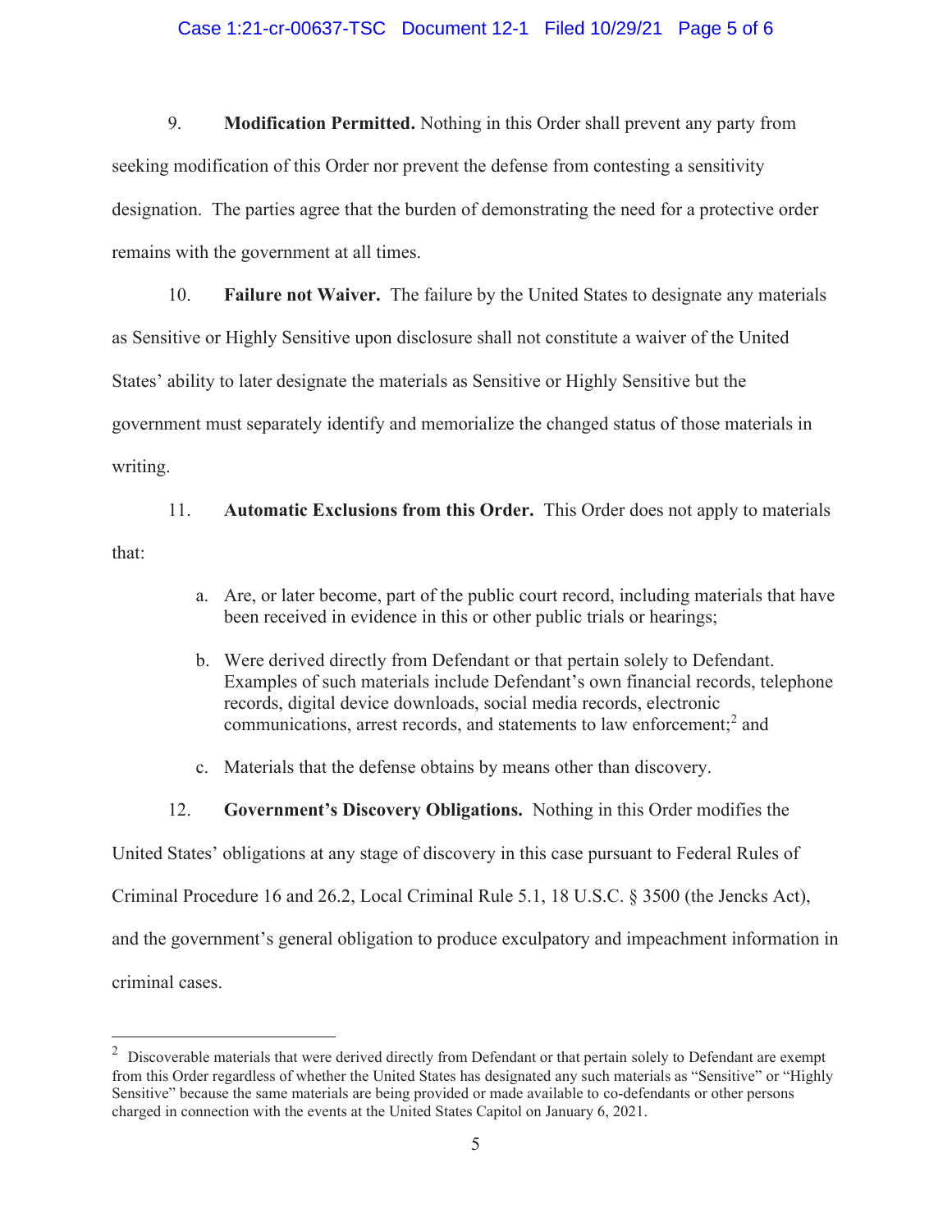9. **Modification Permitted.** Nothing in this Order shall prevent any party from seeking modification of this Order nor prevent the defense from contesting a sensitivity designation. The parties agree that the burden of demonstrating the need for a protective order remains with the government at all times.

10. **Failure not Waiver.** The failure by the United States to designate any materials as Sensitive or Highly Sensitive upon disclosure shall not constitute a waiver of the United States' ability to later designate the materials as Sensitive or Highly Sensitive but the government must separately identify and memorialize the changed status of those materials in writing.

11. **Automatic Exclusions from this Order.** This Order does not apply to materials that:

a. Are, or later become, part of the public court record, including materials that have been received in evidence in this or other public trials or hearings;

b. Were derived directly from Defendant or that pertain solely to Defendant. Examples of such materials include Defendant's own financial records, telephone records, digital device downloads, social media records, electronic communications, arrest records, and statements to law enforcement;[2] and

c. Materials that the defense obtains by means other than discovery.

12. **Government's Discovery Obligations.** Nothing in this Order modifies the United States' obligations at any stage of discovery in this case pursuant to Federal Rules of Criminal Procedure 16 and 26.2, Local Criminal Rule 5.1, 18 U.S.C. § 3500 (the Jencks Act), and the government's general obligation to produce exculpatory and impeachment information in criminal cases.

---

[2] Discoverable materials that were derived directly from Defendant or that pertain solely to Defendant are exempt from this Order regardless of whether the United States has designated any such materials as "Sensitive" or "Highly Sensitive" because the same materials are being provided or made available to co-defendants or other persons charged in connection with the events at the United States Capitol on January 6, 2021.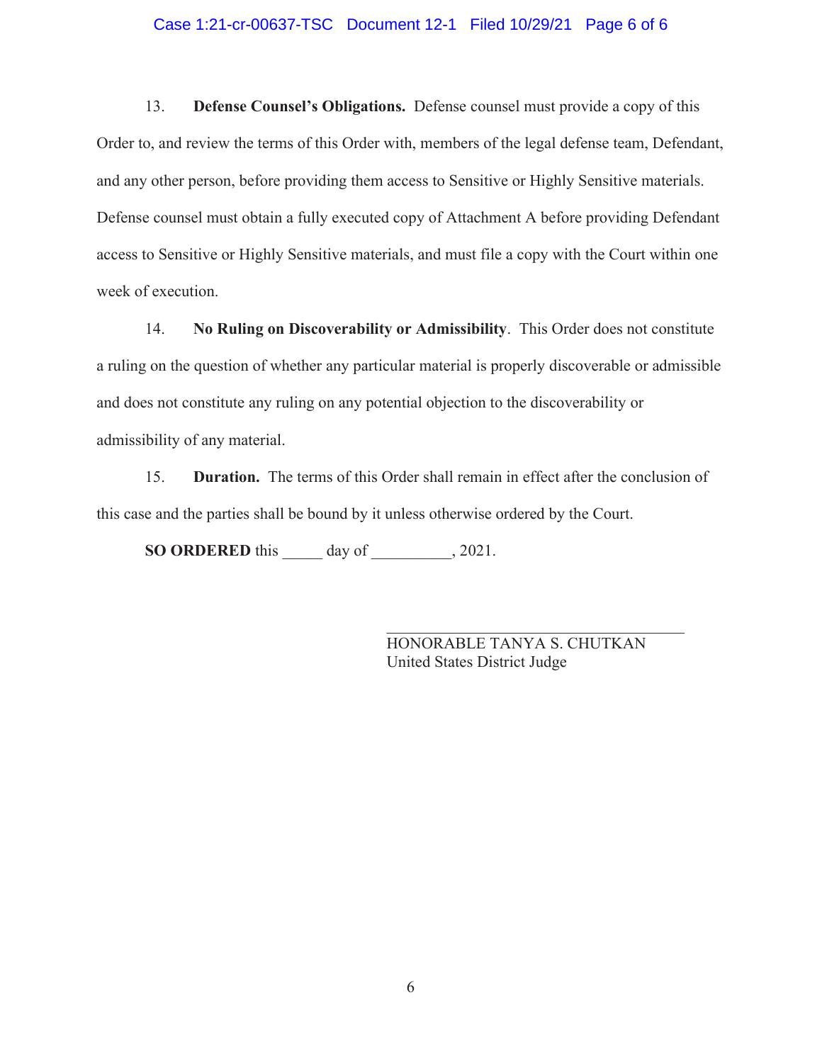13. **Defense Counsel's Obligations.** Defense counsel must provide a copy of this Order to, and review the terms of this Order with, members of the legal defense team, Defendant, and any other person, before providing them access to Sensitive or Highly Sensitive materials. Defense counsel must obtain a fully executed copy of Attachment A before providing Defendant access to Sensitive or Highly Sensitive materials, and must file a copy with the Court within one week of execution.

14. **No Ruling on Discoverability or Admissibility**. This Order does not constitute a ruling on the question of whether any particular material is properly discoverable or admissible and does not constitute any ruling on any potential objection to the discoverability or admissibility of any material.

15. **Duration.** The terms of this Order shall remain in effect after the conclusion of this case and the parties shall be bound by it unless otherwise ordered by the Court.

**SO ORDERED** this _____ day of __________, 2021.

___________________________________
HONORABLE TANYA S. CHUTKAN
United States District Judge